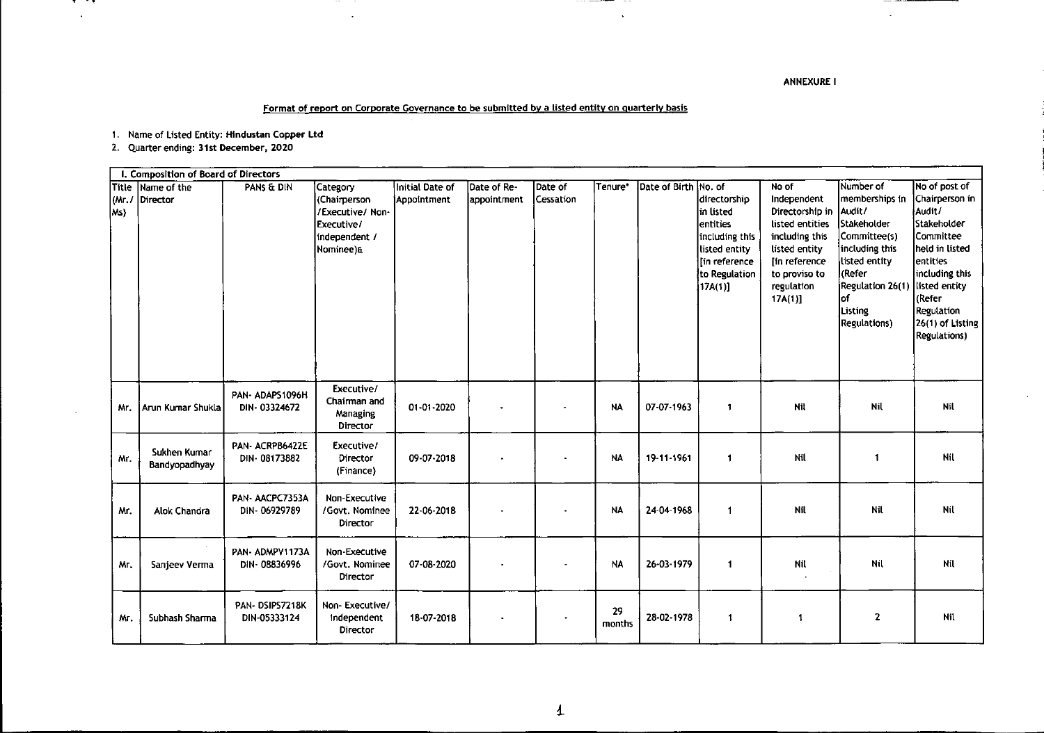ANNEXURE I

## Format of report on Corporate Governance to be submitted by a listed entity on quarterly basis

1. Name of Listed Entity: **Hindustan Copper Ltd**
2. Quarter ending: **31st December, 2020**

| I. Composition of Board of Directors | | | | | | | | | | | | | |
|---|---|---|---|---|---|---|---|---|---|---|---|---|---|
| Title (Mr./ Ms) | Name of the Director | PANS & DIN | Category (Chairperson /Executive/ Non-Executive/ independent / Nominee)& | Initial Date of Appointment | Date of Re-appointment | Date of Cessation | Tenure* | Date of Birth | No. of directorship in listed entities including this listed entity [in reference to Regulation 17A(1)] | No of Independent Directorship in listed entities including this listed entity [in reference to proviso to regulation 17A(1)] | Number of memberships in Audit/ Stakeholder Committee(s) including this listed entity (Refer Regulation 26(1) of Listing Regulations) | No of post of Chairperson in Audit/ Stakeholder Committee held in listed entities including this listed entity (Refer Regulation 26(1) of Listing Regulations) |
| Mr. | Arun Kumar Shukla | PAN- ADAPS1096H DIN- 03324672 | Executive/ Chairman and Managing Director | 01-01-2020 | - | - | NA | 07-07-1963 | 1 | Nil | Nil | Nil |
| Mr. | Sukhen Kumar Bandyopadhyay | PAN- ACRPB6422E DIN- 08173882 | Executive/ Director (Finance) | 09-07-2018 | - | - | NA | 19-11-1961 | 1 | Nil | 1 | Nil |
| Mr. | Alok Chandra | PAN- AACPC7353A DIN- 06929789 | Non-Executive /Govt. Nominee Director | 22-06-2018 | - | - | NA | 24-04-1968 | 1 | Nil | Nil | Nil |
| Mr. | Sanjeev Verma | PAN- ADMPV1173A DIN- 08836996 | Non-Executive /Govt. Nominee Director | 07-08-2020 | - | - | NA | 26-03-1979 | 1 | Nil | Nil | Nil |
| Mr. | Subhash Sharma | PAN- DSIPS7218K DIN-05333124 | Non- Executive/ Independent Director | 18-07-2018 | - | - | 29 months | 28-02-1978 | 1 | 1 | 2 | Nil |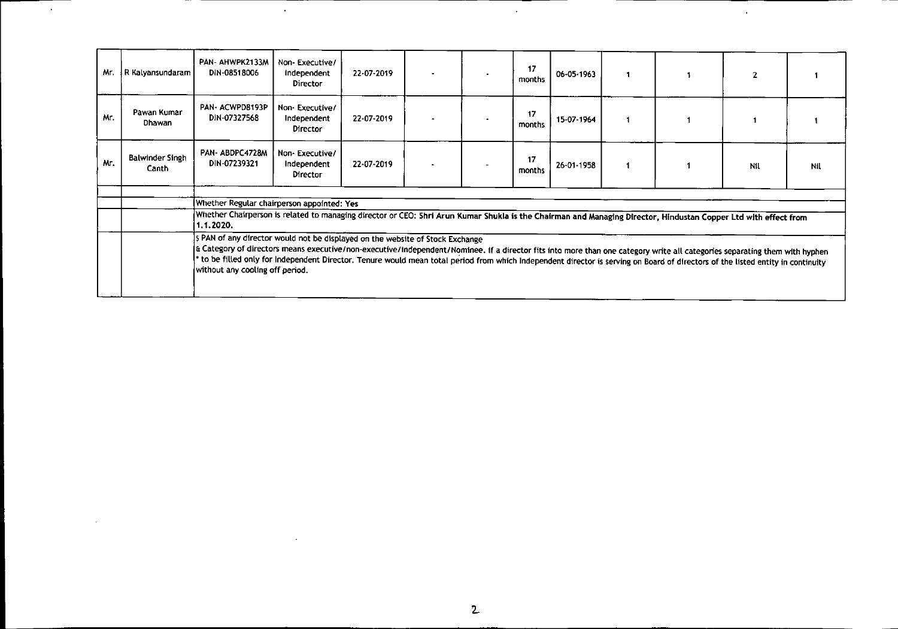| Mr. | R Kalyansundaram | PAN- AHWPK2133M DIN-08518006 | Non- Executive/ Independent Director | 22-07-2019 | - | - | 17 months | 06-05-1963 | 1 | 1 | 2 | 1 |
|---|---|---|---|---|---|---|---|---|---|---|---|---|
| Mr. | Pawan Kumar Dhawan | PAN- ACWPD8193P DIN-07327568 | Non- Executive/ Independent Director | 22-07-2019 | - | - | 17 months | 15-07-1964 | 1 | 1 | 1 | 1 |
| Mr. | Balwinder Singh Canth | PAN- ABDPC4728M DIN-07239321 | Non- Executive/ Independent Director | 22-07-2019 | - | - | 17 months | 26-01-1958 | 1 | 1 | Nil | Nil |

Whether Regular chairperson appointed: Yes

Whether Chairperson is related to managing director or CEO: Shri Arun Kumar Shukla is the Chairman and Managing Director, Hindustan Copper Ltd with effect from 1.1.2020.

$ PAN of any director would not be displayed on the website of Stock Exchange

& Category of directors means executive/non-executive/independent/Nominee. If a director fits into more than one category write all categories separating them with hyphen

* to be filled only for Independent Director. Tenure would mean total period from which Independent director is serving on Board of directors of the listed entity in continuity without any cooling off period.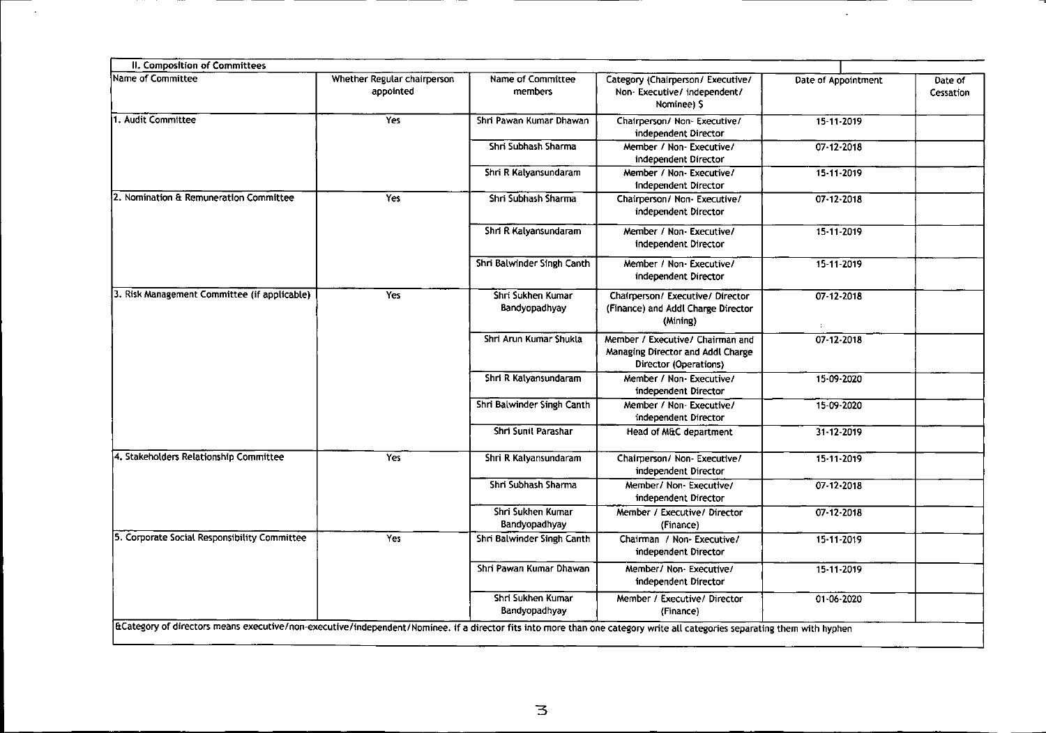| II. Composition of Committees | | | | | |
|---|---|---|---|---|---|
| Name of Committee | Whether Regular chairperson appointed | Name of Committee members | Category (Chairperson/ Executive/ Non- Executive/ independent/ Nominee) $ | Date of Appointment | Date of Cessation |
| 1. Audit Committee | Yes | Shri Pawan Kumar Dhawan | Chairperson/ Non- Executive/ independent Director | 15-11-2019 | |
| | | Shri Subhash Sharma | Member / Non- Executive/ independent Director | 07-12-2018 | |
| | | Shri R Kalyansundaram | Member / Non- Executive/ Independent Director | 15-11-2019 | |
| 2. Nomination & Remuneration Committee | Yes | Shri Subhash Sharma | Chairperson/ Non- Executive/ independent Director | 07-12-2018 | |
| | | Shri R Kalyansundaram | Member / Non- Executive/ Independent Director | 15-11-2019 | |
| | | Shri Balwinder Singh Canth | Member / Non- Executive/ independent Director | 15-11-2019 | |
| 3. Risk Management Committee (if applicable) | Yes | Shri Sukhen Kumar Bandyopadhyay | Chairperson/ Executive/ Director (Finance) and Addl Charge Director (Mining) | 07-12-2018 | |
| | | Shri Arun Kumar Shukla | Member / Executive/ Chairman and Managing Director and Addl Charge Director (Operations) | 07-12-2018 | |
| | | Shri R Kalyansundaram | Member / Non- Executive/ independent Director | 15-09-2020 | |
| | | Shri Balwinder Singh Canth | Member / Non- Executive/ independent Director | 15-09-2020 | |
| | | Shri Sunil Parashar | Head of M&C department | 31-12-2019 | |
| 4. Stakeholders Relationship Committee | Yes | Shri R Kalyansundaram | Chairperson/ Non- Executive/ independent Director | 15-11-2019 | |
| | | Shri Subhash Sharma | Member/ Non- Executive/ independent Director | 07-12-2018 | |
| | | Shri Sukhen Kumar Bandyopadhyay | Member / Executive/ Director (Finance) | 07-12-2018 | |
| 5. Corporate Social Responsibility Committee | Yes | Shri Balwinder Singh Canth | Chairman / Non- Executive/ independent Director | 15-11-2019 | |
| | | Shri Pawan Kumar Dhawan | Member/ Non- Executive/ independent Director | 15-11-2019 | |
| | | Shri Sukhen Kumar Bandyopadhyay | Member / Executive/ Director (Finance) | 01-06-2020 | |

&Category of directors means executive/non-executive/independent/Nominee. if a director fits into more than one category write all categories separating them with hyphen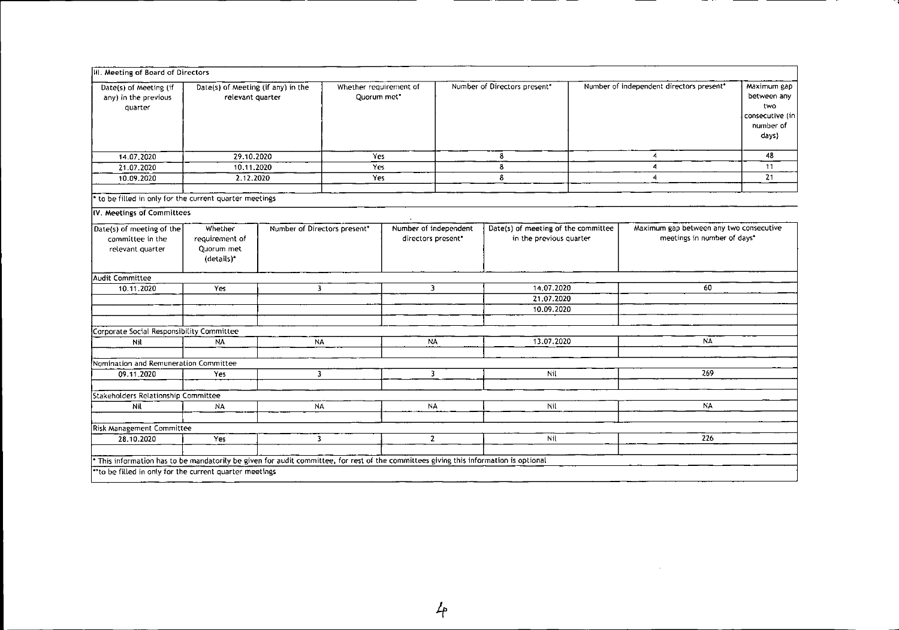## III. Meeting of Board of Directors

| Date(s) of Meeting (if any) in the previous quarter | Date(s) of Meeting (if any) in the relevant quarter | Whether requirement of Quorum met* | Number of Directors present* | Number of independent directors present* | Maximum gap between any two consecutive (in number of days) |
|---|---|---|---|---|---|
| 14.07.2020 | 29.10.2020 | Yes | 8 | 4 | 48 |
| 21.07.2020 | 10.11.2020 | Yes | 8 | 4 | 11 |
| 10.09.2020 | 2.12.2020 | Yes | 8 | 4 | 21 |

* to be filled in only for the current quarter meetings

## IV. Meetings of Committees

| Date(s) of meeting of the committee in the relevant quarter | Whether requirement of Quorum met (details)* | Number of Directors present* | Number of independent directors present* | Date(s) of meeting of the committee in the previous quarter | Maximum gap between any two consecutive meetings in number of days* |
|---|---|---|---|---|---|
| **Audit Committee** | | | | | |
| 10.11.2020 | Yes | 3 | 3 | 14.07.2020 | 60 |
| | | | | 21.07.2020 | |
| | | | | 10.09.2020 | |
| **Corporate Social Responsibility Committee** | | | | | |
| Nil | NA | NA | NA | 13.07.2020 | NA |
| **Nomination and Remuneration Committee** | | | | | |
| 09.11.2020 | Yes | 3 | 3 | Nil | 269 |
| **Stakeholders Relationship Committee** | | | | | |
| Nil | NA | NA | NA | Nil | NA |
| **Risk Management Committee** | | | | | |
| 28.10.2020 | Yes | 3 | 2 | Nil | 226 |

* This information has to be mandatorily be given for audit committee, for rest of the committees giving this information is optional

**to be filled in only for the current quarter meetings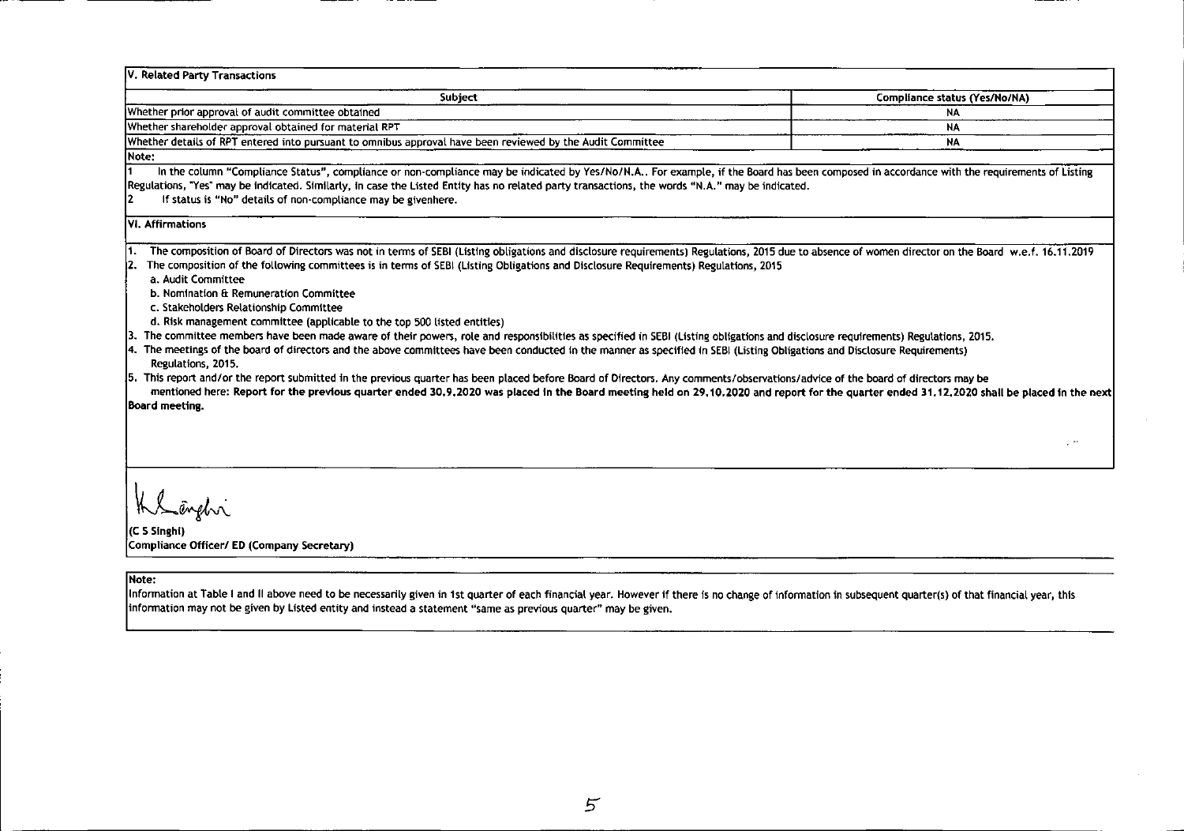## V. Related Party Transactions

| Subject | Compliance status (Yes/No/NA) |
|---|---|
| Whether prior approval of audit committee obtained | NA |
| Whether shareholder approval obtained for material RPT | NA |
| Whether details of RPT entered into pursuant to omnibus approval have been reviewed by the Audit Committee | NA |

**Note:**

1 In the column "Compliance Status", compliance or non-compliance may be indicated by Yes/No/N.A.. For example, if the Board has been composed in accordance with the requirements of Listing Regulations, "Yes" may be indicated. Similarly, in case the Listed Entity has no related party transactions, the words "N.A." may be indicated.

2 If status is "No" details of non-compliance may be givenhere.

## VI. Affirmations

1. The composition of Board of Directors was not in terms of SEBI (Listing obligations and disclosure requirements) Regulations, 2015 due to absence of women director on the Board w.e.f. 16.11.2019
2. The composition of the following committees is in terms of SEBI (Listing Obligations and Disclosure Requirements) Regulations, 2015
   a. Audit Committee
   b. Nomination & Remuneration Committee
   c. Stakeholders Relationship Committee
   d. Risk management committee (applicable to the top 500 listed entities)
3. The committee members have been made aware of their powers, role and responsibilities as specified in SEBI (Listing obligations and disclosure requirements) Regulations, 2015.
4. The meetings of the board of directors and the above committees have been conducted in the manner as specified in SEBI (Listing Obligations and Disclosure Requirements) Regulations, 2015.
5. This report and/or the report submitted in the previous quarter has been placed before Board of Directors. Any comments/observations/advice of the board of directors may be mentioned here: **Report for the previous quarter ended 30.9.2020 was placed in the Board meeting held on 29.10.2020 and report for the quarter ended 31.12.2020 shall be placed in the next Board meeting.**

(C S Singhi)
Compliance Officer/ ED (Company Secretary)

**Note:**

Information at Table I and II above need to be necessarily given in 1st quarter of each financial year. However if there is no change of information in subsequent quarter(s) of that financial year, this information may not be given by Listed entity and instead a statement "same as previous quarter" may be given.